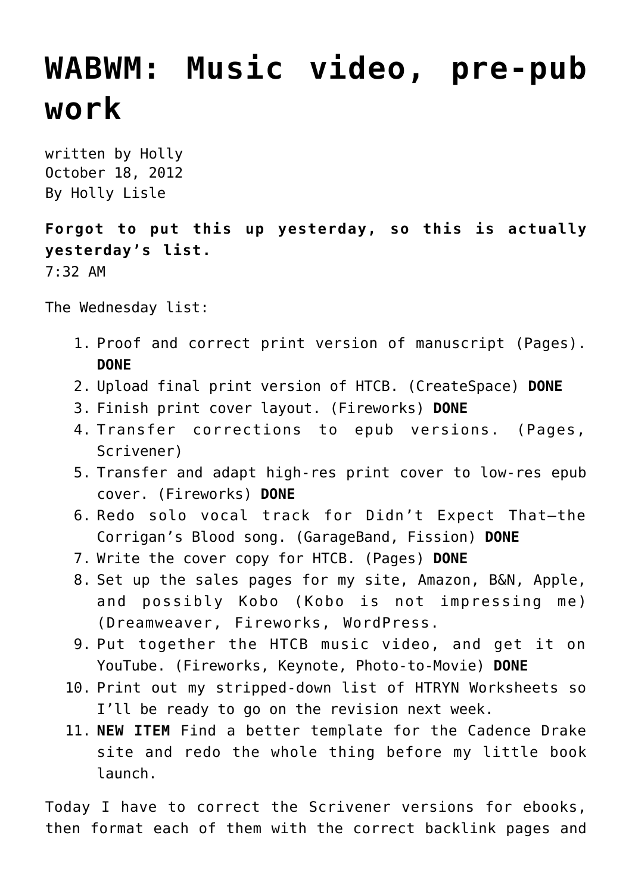# WABWM: Music video, pre-pub work

written by Holly
October 18, 2012
By Holly Lisle

**Forgot to put this up yesterday, so this is actually yesterday's list.**
7:32 AM

The Wednesday list:

1. Proof and correct print version of manuscript (Pages). **DONE**
2. Upload final print version of HTCB. (CreateSpace) **DONE**
3. Finish print cover layout. (Fireworks) **DONE**
4. Transfer corrections to epub versions. (Pages, Scrivener)
5. Transfer and adapt high-res print cover to low-res epub cover. (Fireworks) **DONE**
6. Redo solo vocal track for Didn't Expect That—the Corrigan's Blood song. (GarageBand, Fission) **DONE**
7. Write the cover copy for HTCB. (Pages) **DONE**
8. Set up the sales pages for my site, Amazon, B&N, Apple, and possibly Kobo (Kobo is not impressing me) (Dreamweaver, Fireworks, WordPress.
9. Put together the HTCB music video, and get it on YouTube. (Fireworks, Keynote, Photo-to-Movie) **DONE**
10. Print out my stripped-down list of HTRYN Worksheets so I'll be ready to go on the revision next week.
11. **NEW ITEM** Find a better template for the Cadence Drake site and redo the whole thing before my little book launch.

Today I have to correct the Scrivener versions for ebooks, then format each of them with the correct backlink pages and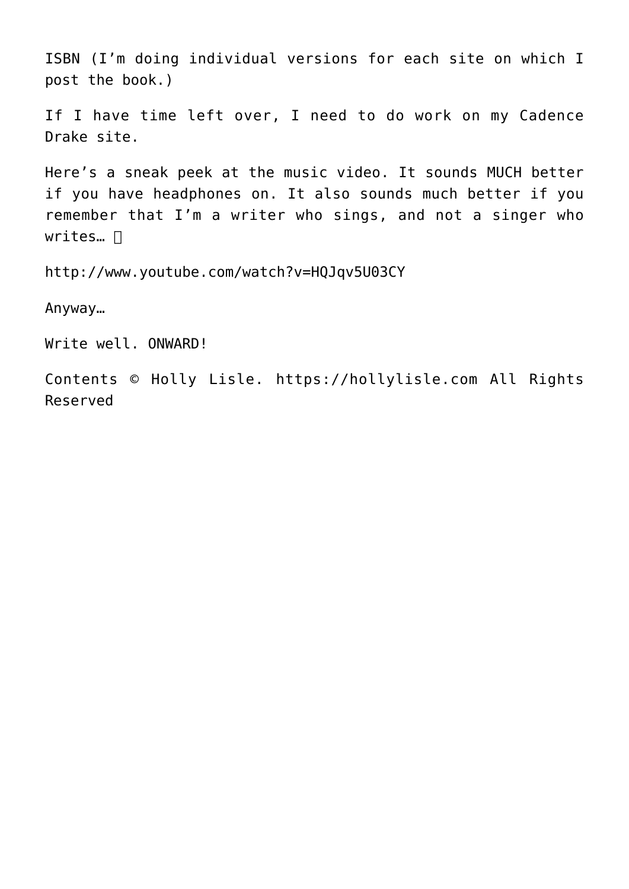ISBN (I'm doing individual versions for each site on which I post the book.)

If I have time left over, I need to do work on my Cadence Drake site.

Here's a sneak peek at the music video. It sounds MUCH better if you have headphones on. It also sounds much better if you remember that I'm a writer who sings, and not a singer who writes… 

http://www.youtube.com/watch?v=HQJqv5U03CY

Anyway…

Write well. ONWARD!

Contents © Holly Lisle. https://hollylisle.com All Rights Reserved